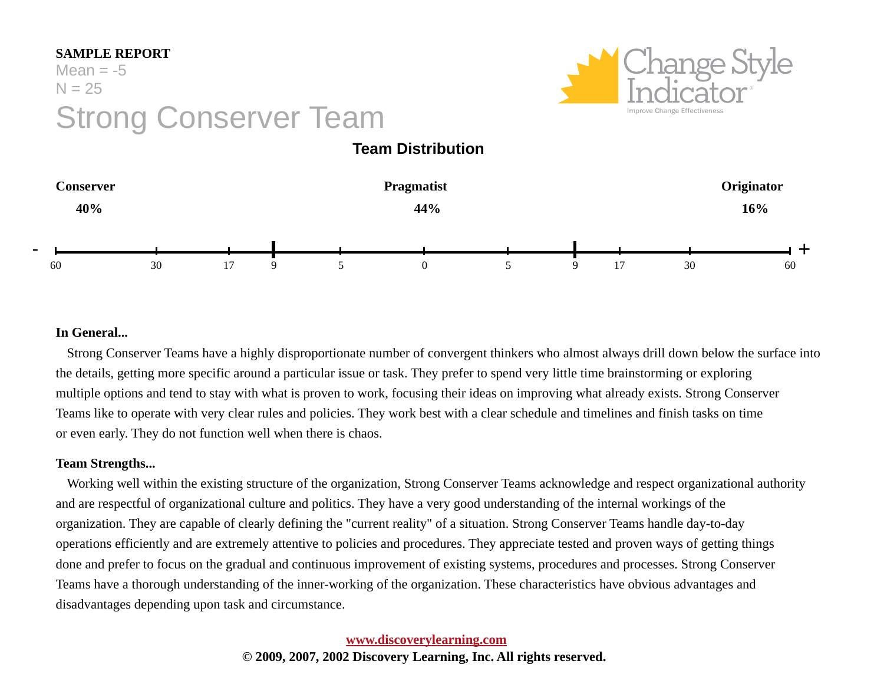**SAMPLE REPORT**

Mean = -5

N = 25

# Strong Conserver Team

Change Style Indicator

Improve Change Effectiveness

## Team Distribution

**Conserver** **40%**

**Pragmatist** **44%**

**Originator** **16%**

- 60 30 17 9 5 0 5 9 17 30 60 +

**In General...**

Strong Conserver Teams have a highly disproportionate number of convergent thinkers who almost always drill down below the surface into the details, getting more specific around a particular issue or task. They prefer to spend very little time brainstorming or exploring multiple options and tend to stay with what is proven to work, focusing their ideas on improving what already exists. Strong Conserver Teams like to operate with very clear rules and policies. They work best with a clear schedule and timelines and finish tasks on time or even early. They do not function well when there is chaos.

**Team Strengths...**

Working well within the existing structure of the organization, Strong Conserver Teams acknowledge and respect organizational authority and are respectful of organizational culture and politics. They have a very good understanding of the internal workings of the organization. They are capable of clearly defining the "current reality" of a situation. Strong Conserver Teams handle day-to-day operations efficiently and are extremely attentive to policies and procedures. They appreciate tested and proven ways of getting things done and prefer to focus on the gradual and continuous improvement of existing systems, procedures and processes. Strong Conserver Teams have a thorough understanding of the inner-working of the organization. These characteristics have obvious advantages and disadvantages depending upon task and circumstance.

**www.discoverylearning.com**

**© 2009, 2007, 2002 Discovery Learning, Inc. All rights reserved.**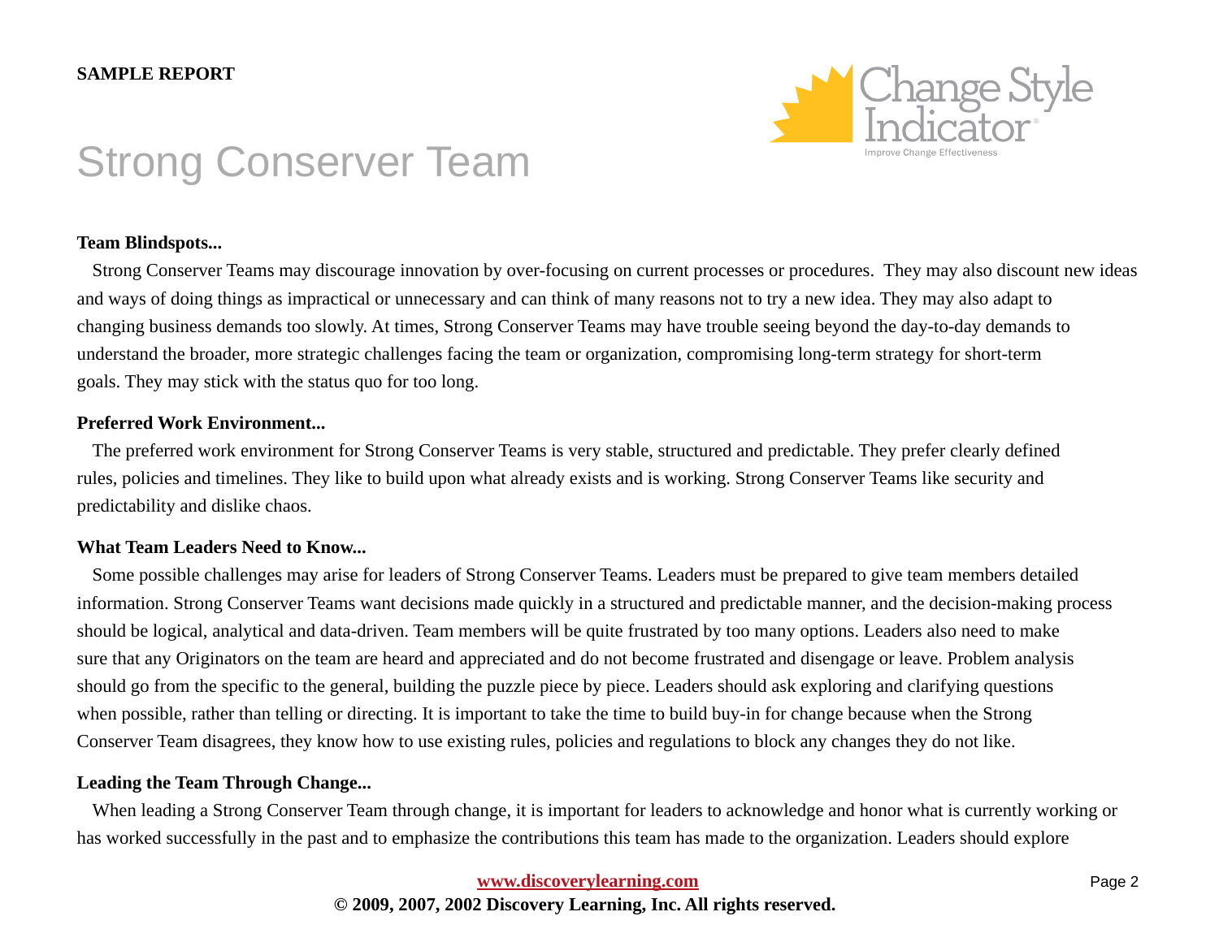**SAMPLE REPORT**

# Strong Conserver Team

**Team Blindspots...**

Strong Conserver Teams may discourage innovation by over-focusing on current processes or procedures. They may also discount new ideas and ways of doing things as impractical or unnecessary and can think of many reasons not to try a new idea. They may also adapt to changing business demands too slowly. At times, Strong Conserver Teams may have trouble seeing beyond the day-to-day demands to understand the broader, more strategic challenges facing the team or organization, compromising long-term strategy for short-term goals. They may stick with the status quo for too long.

**Preferred Work Environment...**

The preferred work environment for Strong Conserver Teams is very stable, structured and predictable. They prefer clearly defined rules, policies and timelines. They like to build upon what already exists and is working. Strong Conserver Teams like security and predictability and dislike chaos.

**What Team Leaders Need to Know...**

Some possible challenges may arise for leaders of Strong Conserver Teams. Leaders must be prepared to give team members detailed information. Strong Conserver Teams want decisions made quickly in a structured and predictable manner, and the decision-making process should be logical, analytical and data-driven. Team members will be quite frustrated by too many options. Leaders also need to make sure that any Originators on the team are heard and appreciated and do not become frustrated and disengage or leave. Problem analysis should go from the specific to the general, building the puzzle piece by piece. Leaders should ask exploring and clarifying questions when possible, rather than telling or directing. It is important to take the time to build buy-in for change because when the Strong Conserver Team disagrees, they know how to use existing rules, policies and regulations to block any changes they do not like.

**Leading the Team Through Change...**

When leading a Strong Conserver Team through change, it is important for leaders to acknowledge and honor what is currently working or has worked successfully in the past and to emphasize the contributions this team has made to the organization. Leaders should explore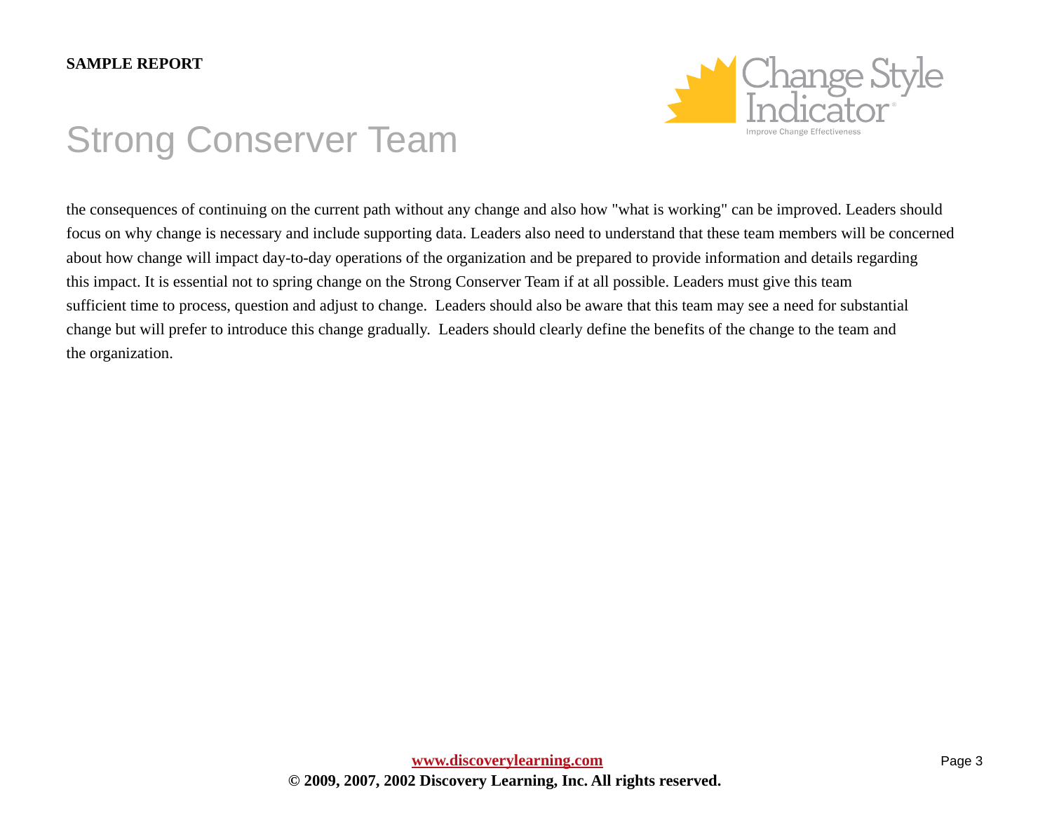**SAMPLE REPORT**

# Strong Conserver Team

the consequences of continuing on the current path without any change and also how "what is working" can be improved. Leaders should focus on why change is necessary and include supporting data. Leaders also need to understand that these team members will be concerned about how change will impact day-to-day operations of the organization and be prepared to provide information and details regarding this impact. It is essential not to spring change on the Strong Conserver Team if at all possible. Leaders must give this team sufficient time to process, question and adjust to change. Leaders should also be aware that this team may see a need for substantial change but will prefer to introduce this change gradually. Leaders should clearly define the benefits of the change to the team and the organization.